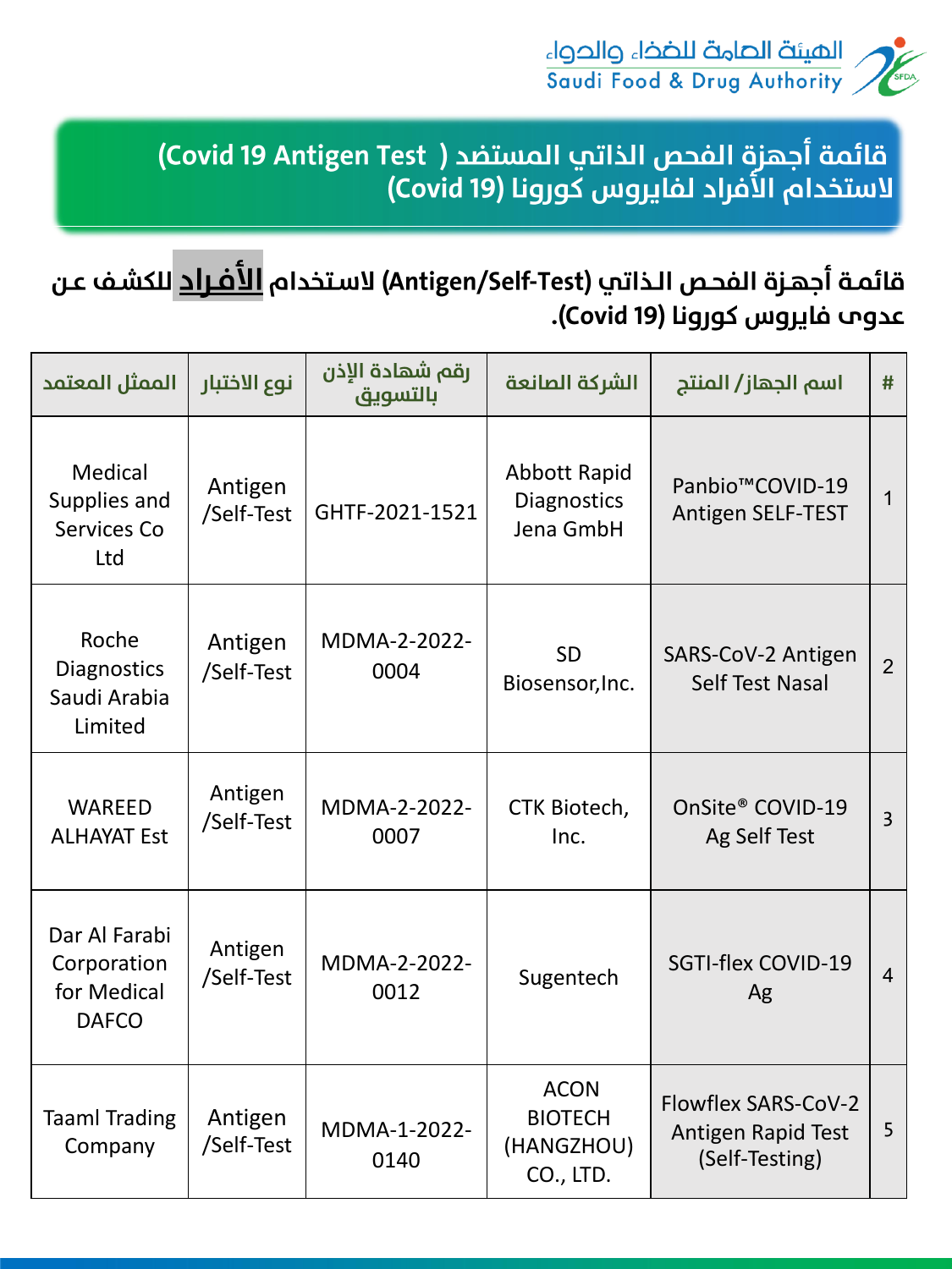الهيئة العامة للغذاء والدواء
Saudi Food & Drug Authority

# قائمة أجهزة الفحص الذاتي المستضد (Covid 19 Antigen Test) لاستخدام الأفراد لفايروس كورونا (Covid 19)

**قائمة أجهزة الفحص الذاتي (Antigen/Self-Test) لاستخدام الأفراد للكشف عن عدوى فايروس كورونا (Covid 19).**

| # | اسم الجهاز/ المنتج | الشركة الصانعة | رقم شهادة الإذن بالتسويق | نوع الاختبار | الممثل المعتمد |
|---|---|---|---|---|---|
| 1 | Panbio™COVID-19 Antigen SELF-TEST | Abbott Rapid Diagnostics Jena GmbH | GHTF-2021-1521 | Antigen /Self-Test | Medical Supplies and Services Co Ltd |
| 2 | SARS-CoV-2 Antigen Self Test Nasal | SD Biosensor,Inc. | MDMA-2-2022-0004 | Antigen /Self-Test | Roche Diagnostics Saudi Arabia Limited |
| 3 | OnSite® COVID-19 Ag Self Test | CTK Biotech, Inc. | MDMA-2-2022-0007 | Antigen /Self-Test | WAREED ALHAYAT Est |
| 4 | SGTI-flex COVID-19 Ag | Sugentech | MDMA-2-2022-0012 | Antigen /Self-Test | Dar Al Farabi Corporation for Medical DAFCO |
| 5 | Flowflex SARS-CoV-2 Antigen Rapid Test (Self-Testing) | ACON BIOTECH (HANGZHOU) CO., LTD. | MDMA-1-2022-0140 | Antigen /Self-Test | Taaml Trading Company |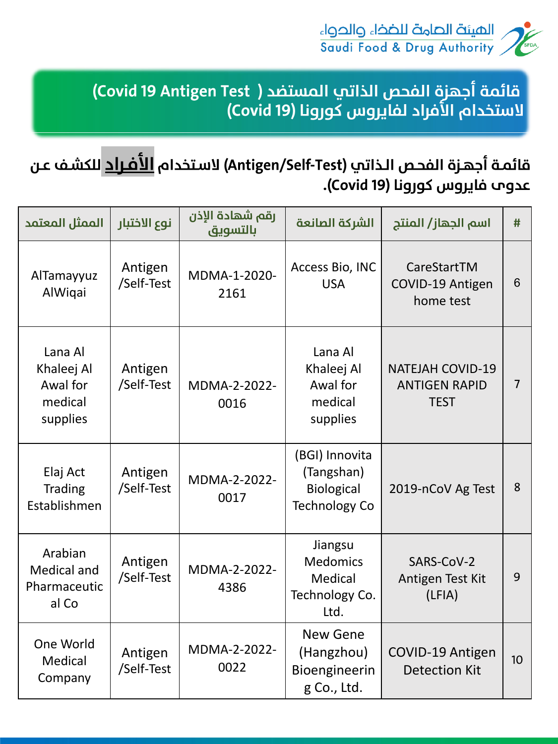الهيئة العامة للغذاء والدواء
Saudi Food & Drug Authority

## قائمة أجهزة الفحص الذاتي المستضد ( Covid 19 Antigen Test) لاستخدام الأفراد لفايروس كورونا (Covid 19)

**قائمة أجهزة الفحص الذاتي (Antigen/Self-Test) لاستخدام الأفراد للكشف عن عدوى فايروس كورونا (Covid 19).**

| # | اسم الجهاز/ المنتج | الشركة الصانعة | رقم شهادة الإذن بالتسويق | نوع الاختبار | الممثل المعتمد |
|---|---|---|---|---|---|
| 6 | CareStartTM COVID-19 Antigen home test | Access Bio, INC USA | MDMA-1-2020-2161 | Antigen /Self-Test | AlTamayyuz AlWiqai |
| 7 | NATEJAH COVID-19 ANTIGEN RAPID TEST | Lana Al Khaleej Al Awal for medical supplies | MDMA-2-2022-0016 | Antigen /Self-Test | Lana Al Khaleej Al Awal for medical supplies |
| 8 | 2019-nCoV Ag Test | (BGI) Innovita (Tangshan) Biological Technology Co | MDMA-2-2022-0017 | Antigen /Self-Test | Elaj Act Trading Establishmen |
| 9 | SARS-CoV-2 Antigen Test Kit (LFIA) | Jiangsu Medomics Medical Technology Co. Ltd. | MDMA-2-2022-4386 | Antigen /Self-Test | Arabian Medical and Pharmaceutical Co |
| 10 | COVID-19 Antigen Detection Kit | New Gene (Hangzhou) Bioengineering Co., Ltd. | MDMA-2-2022-0022 | Antigen /Self-Test | One World Medical Company |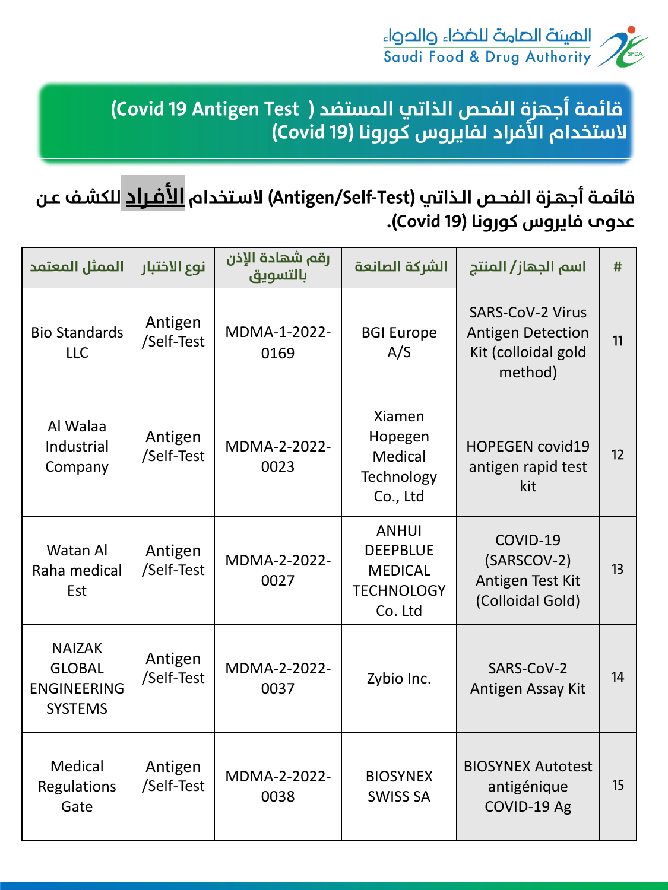# قائمة أجهزة الفحص الذاتي المستضد ( Covid 19 Antigen Test) لاستخدام الأفراد لفايروس كورونا (Covid 19)

**قائمة أجهزة الفحص الذاتي (Antigen/Self-Test) لاستخدام الأفراد للكشف عن عدوى فايروس كورونا (Covid 19).**

| # | اسم الجهاز/ المنتج | الشركة الصانعة | رقم شهادة الإذن بالتسويق | نوع الاختبار | الممثل المعتمد |
|---|---|---|---|---|---|
| 11 | SARS-CoV-2 Virus Antigen Detection Kit (colloidal gold method) | BGI Europe A/S | MDMA-1-2022-0169 | Antigen /Self-Test | Bio Standards LLC |
| 12 | HOPEGEN covid19 antigen rapid test kit | Xiamen Hopegen Medical Technology Co., Ltd | MDMA-2-2022-0023 | Antigen /Self-Test | Al Walaa Industrial Company |
| 13 | COVID-19 (SARSCOV-2) Antigen Test Kit (Colloidal Gold) | ANHUI DEEPBLUE MEDICAL TECHNOLOGY Co. Ltd | MDMA-2-2022-0027 | Antigen /Self-Test | Watan Al Raha medical Est |
| 14 | SARS-CoV-2 Antigen Assay Kit | Zybio Inc. | MDMA-2-2022-0037 | Antigen /Self-Test | NAIZAK GLOBAL ENGINEERING SYSTEMS |
| 15 | BIOSYNEX Autotest antigénique COVID-19 Ag | BIOSYNEX SWISS SA | MDMA-2-2022-0038 | Antigen /Self-Test | Medical Regulations Gate |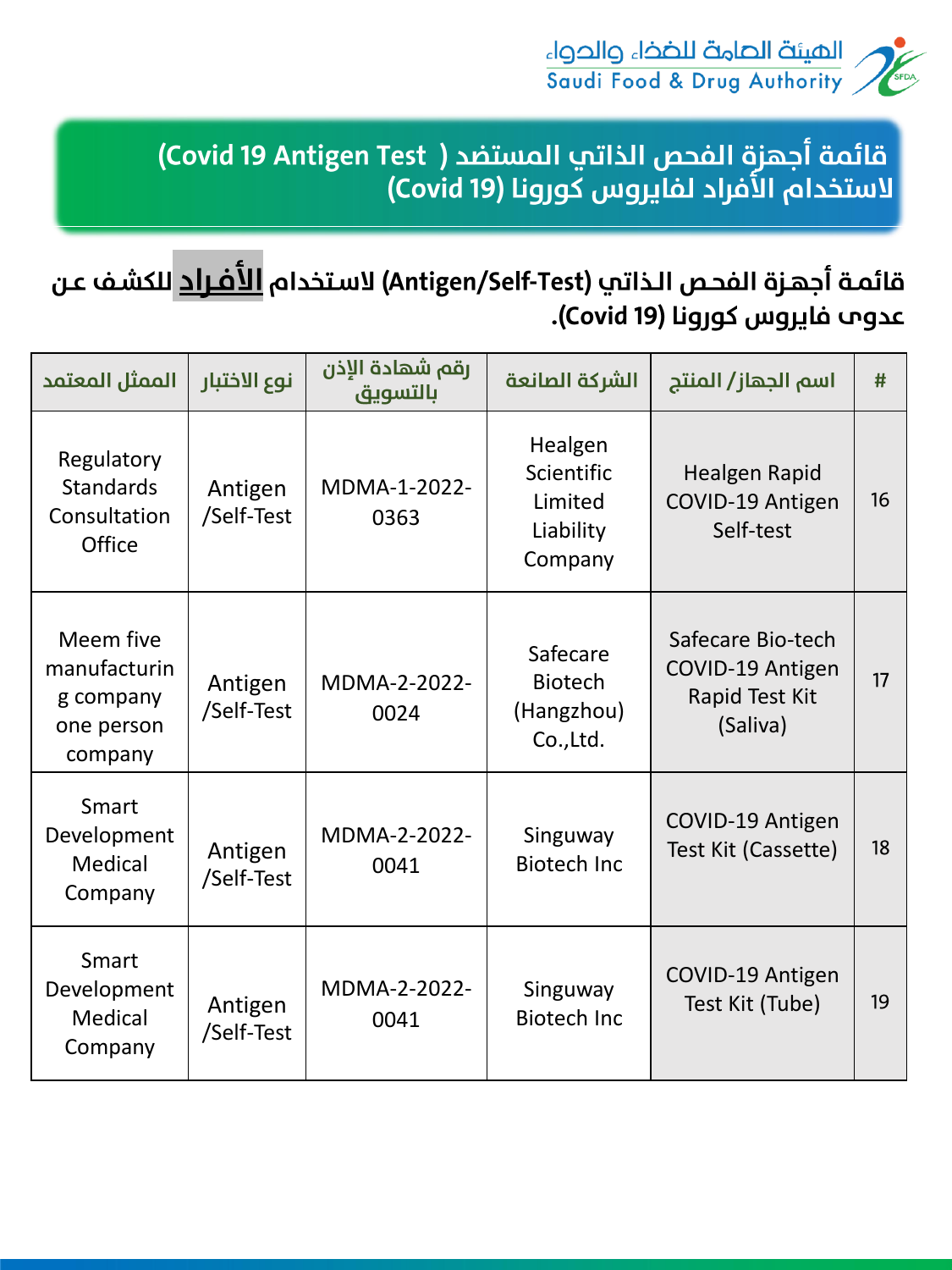# قائمة أجهزة الفحص الذاتي المستضد ( Covid 19 Antigen Test) لاستخدام الأفراد لفايروس كورونا (Covid 19)

**قائمة أجهزة الفحص الذاتي (Antigen/Self-Test) لاستخدام الأفراد للكشف عن عدوى فايروس كورونا (Covid 19).**

| # | اسم الجهاز/ المنتج | الشركة الصانعة | رقم شهادة الإذن بالتسويق | نوع الاختبار | الممثل المعتمد |
|---|---|---|---|---|---|
| 16 | Healgen Rapid COVID-19 Antigen Self-test | Healgen Scientific Limited Liability Company | MDMA-1-2022-0363 | Antigen /Self-Test | Regulatory Standards Consultation Office |
| 17 | Safecare Bio-tech COVID-19 Antigen Rapid Test Kit (Saliva) | Safecare Biotech (Hangzhou) Co.,Ltd. | MDMA-2-2022-0024 | Antigen /Self-Test | Meem five manufacturing company one person company |
| 18 | COVID-19 Antigen Test Kit (Cassette) | Singuway Biotech Inc | MDMA-2-2022-0041 | Antigen /Self-Test | Smart Development Medical Company |
| 19 | COVID-19 Antigen Test Kit (Tube) | Singuway Biotech Inc | MDMA-2-2022-0041 | Antigen /Self-Test | Smart Development Medical Company |